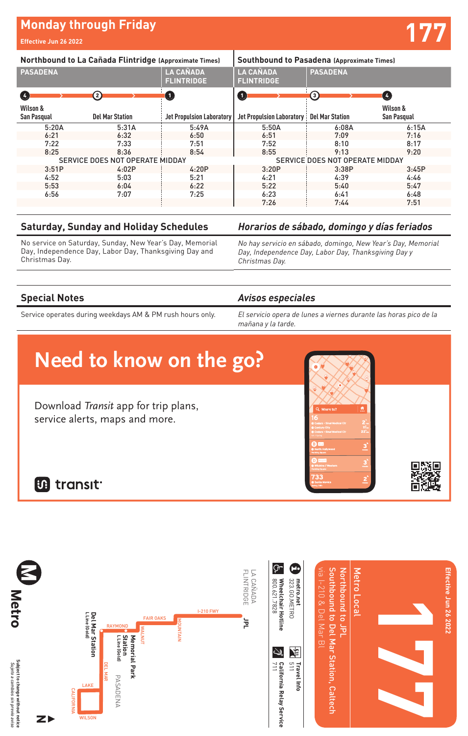# Monday through Friday

Effective Jun 26 2022

**177**

## Northbound to La Cañada Flintridge (Approximate Times)

| PASADENA | | LA CAÑADA FLINTRIDGE |
|---|---|---|
| 4 Wilson & San Pasqual | 2 Del Mar Station | 1 Jet Propulsion Laboratory |
| 5:20A | 5:31A | 5:49A |
| 6:21 | 6:32 | 6:50 |
| 7:22 | 7:33 | 7:51 |
| 8:25 | 8:36 | 8:54 |
| SERVICE DOES NOT OPERATE MIDDAY | | |
| 3:51P | 4:02P | 4:20P |
| 4:52 | 5:03 | 5:21 |
| 5:53 | 6:04 | 6:22 |
| 6:56 | 7:07 | 7:25 |

## Southbound to Pasadena (Approximate Times)

| LA CAÑADA FLINTRIDGE | PASADENA | |
|---|---|---|
| 1 Jet Propulsion Laboratory | 3 Del Mar Station | 4 Wilson & San Pasqual |
| 5:50A | 6:08A | 6:15A |
| 6:51 | 7:09 | 7:16 |
| 7:52 | 8:10 | 8:17 |
| 8:55 | 9:13 | 9:20 |
| SERVICE DOES NOT OPERATE MIDDAY | | |
| 3:20P | 3:38P | 3:45P |
| 4:21 | 4:39 | 4:46 |
| 5:22 | 5:40 | 5:47 |
| 6:23 | 6:41 | 6:48 |
| 7:26 | 7:44 | 7:51 |

## Saturday, Sunday and Holiday Schedules

No service on Saturday, Sunday, New Year's Day, Memorial Day, Independence Day, Labor Day, Thanksgiving Day and Christmas Day.

## *Horarios de sábado, domingo y días feriados*

*No hay servicio en sábado, domingo, New Year's Day, Memorial Day, Independence Day, Labor Day, Thanksgiving Day y Christmas Day.*

## Special Notes

Service operates during weekdays AM & PM rush hours only.

## *Avisos especiales*

*El servicio opera de lunes a viernes durante las horas pico de la mañana y la tarde.*

# Need to know on the go?

Download *Transit* app for trip plans, service alerts, maps and more.

transit

---

Metro

LA CAÑADA FLINTRIDGE · JPL · I-210 FWY · FAIR OAKS · MOUNTAIN · RAYMOND · WALNUT · Memorial Park Station L Line (Gold) · Del Mar Station L Line (Gold) · DEL MAR · PASADENA · LAKE · CALIFORNIA · WILSON

Subject to change without notice
*Sujeto a cambios sin previo aviso*

metro.net
323.GO.METRO

Wheelchair Hotline
800.621.7828

Travel Info
511

California Relay Service
711

**177**

Metro Local

Northbound to JPL
Southbound to Del Mar Station, Caltech
via I-210 & Del Mar Bl

Effective Jun 26 2022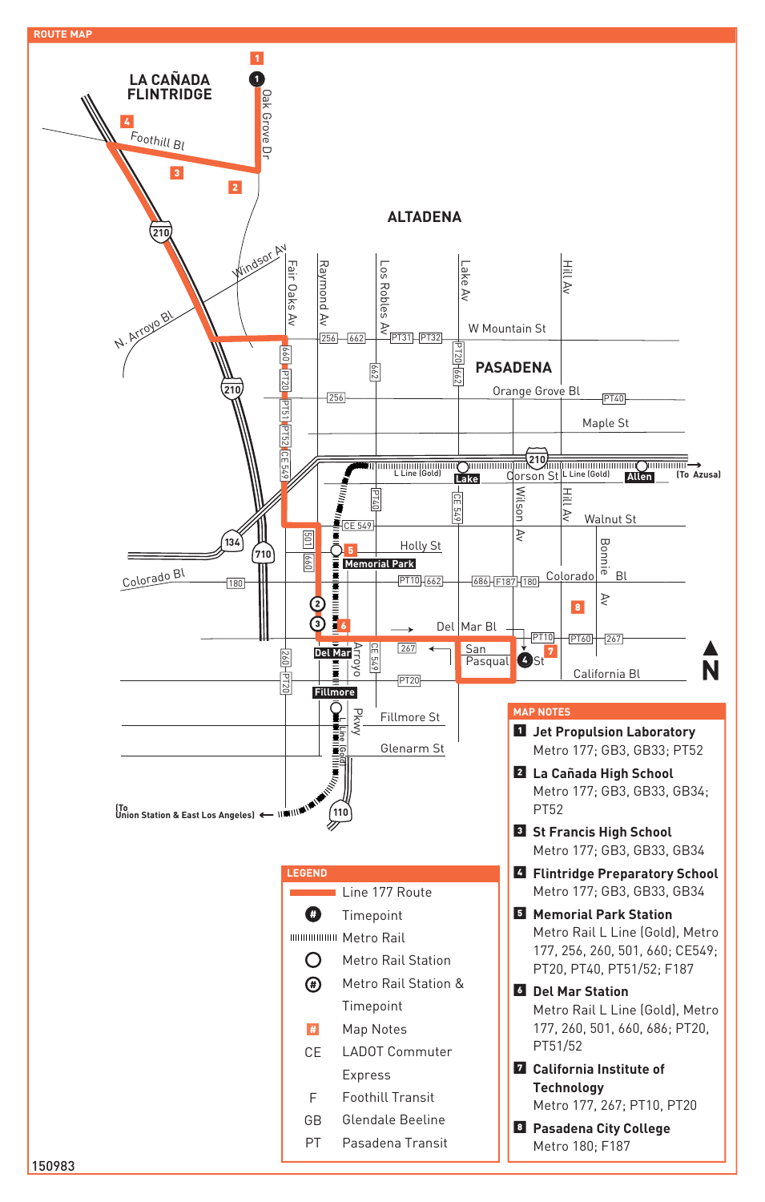## ROUTE MAP

LA CAÑADA FLINTRIDGE

ALTADENA

PASADENA

N

(To Union Station & East Los Angeles)

(To Azusa)

## LEGEND

- Line 177 Route
- Timepoint
- Metro Rail
- Metro Rail Station
- Metro Rail Station & Timepoint
- Map Notes
- CE LADOT Commuter Express
- F Foothill Transit
- GB Glendale Beeline
- PT Pasadena Transit

## MAP NOTES

1. **Jet Propulsion Laboratory**
   Metro 177; GB3, GB33; PT52
2. **La Cañada High School**
   Metro 177; GB3, GB33, GB34; PT52
3. **St Francis High School**
   Metro 177; GB3, GB33, GB34
4. **Flintridge Preparatory School**
   Metro 177; GB3, GB33, GB34
5. **Memorial Park Station**
   Metro Rail L Line (Gold), Metro 177, 256, 260, 501, 660; CE549; PT20, PT40, PT51/52; F187
6. **Del Mar Station**
   Metro Rail L Line (Gold), Metro 177, 260, 501, 660, 686; PT20, PT51/52
7. **California Institute of Technology**
   Metro 177, 267; PT10, PT20
8. **Pasadena City College**
   Metro 180; F187

150983